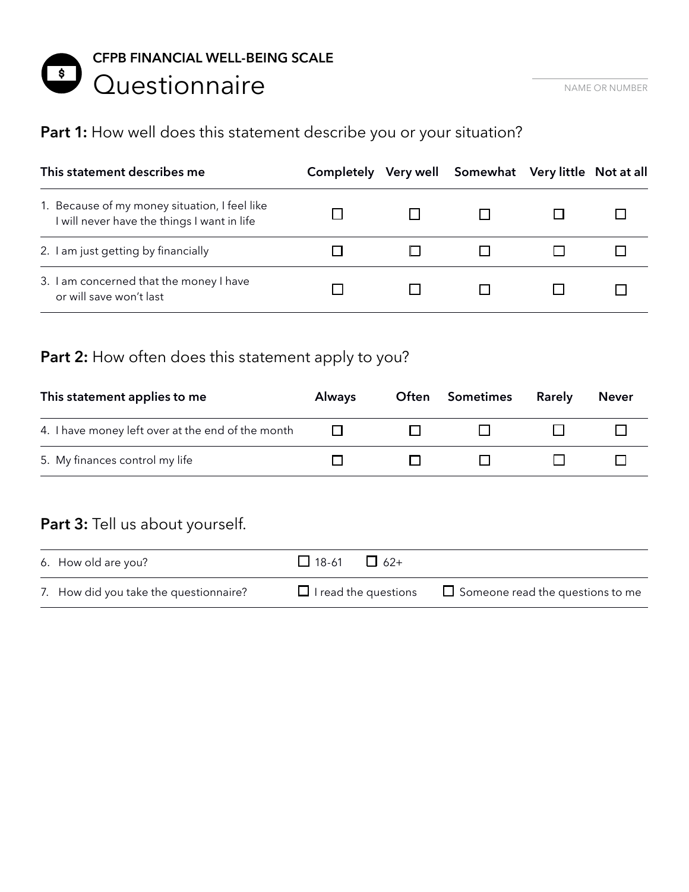CFPB FINANCIAL WELL-BEING SCALE

# Questionnaire

NAME OR NUMBER

## **Part 1:** How well does this statement describe you or your situation?

| This statement describes me | Completely | Very well | Somewhat | Very little | Not at all |
|---|---|---|---|---|---|
| 1. Because of my money situation, I feel like I will never have the things I want in life | ☐ | ☐ | ☐ | ☐ | ☐ |
| 2. I am just getting by financially | ☐ | ☐ | ☐ | ☐ | ☐ |
| 3. I am concerned that the money I have or will save won't last | ☐ | ☐ | ☐ | ☐ | ☐ |

## **Part 2:** How often does this statement apply to you?

| This statement applies to me | Always | Often | Sometimes | Rarely | Never |
|---|---|---|---|---|---|
| 4. I have money left over at the end of the month | ☐ | ☐ | ☐ | ☐ | ☐ |
| 5. My finances control my life | ☐ | ☐ | ☐ | ☐ | ☐ |

## **Part 3:** Tell us about yourself.

| | | |
|---|---|---|
| 6. How old are you? | ☐ 18-61 ☐ 62+ | |
| 7. How did you take the questionnaire? | ☐ I read the questions | ☐ Someone read the questions to me |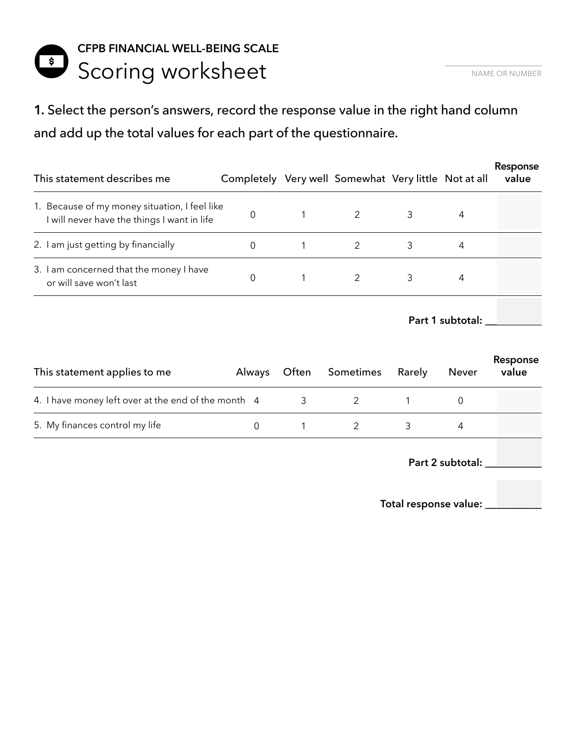CFPB FINANCIAL WELL-BEING SCALE

# Scoring worksheet

NAME OR NUMBER

**1.** Select the person's answers, record the response value in the right hand column and add up the total values for each part of the questionnaire.

| This statement describes me | Completely | Very well | Somewhat | Very little | Not at all | Response value |
|---|---|---|---|---|---|---|
| 1. Because of my money situation, I feel like I will never have the things I want in life | 0 | 1 | 2 | 3 | 4 | |
| 2. I am just getting by financially | 0 | 1 | 2 | 3 | 4 | |
| 3. I am concerned that the money I have or will save won't last | 0 | 1 | 2 | 3 | 4 | |

**Part 1 subtotal:** ___________

| This statement applies to me | Always | Often | Sometimes | Rarely | Never | Response value |
|---|---|---|---|---|---|---|
| 4. I have money left over at the end of the month | 4 | 3 | 2 | 1 | 0 | |
| 5. My finances control my life | 0 | 1 | 2 | 3 | 4 | |

**Part 2 subtotal:** ___________

**Total response value:** ___________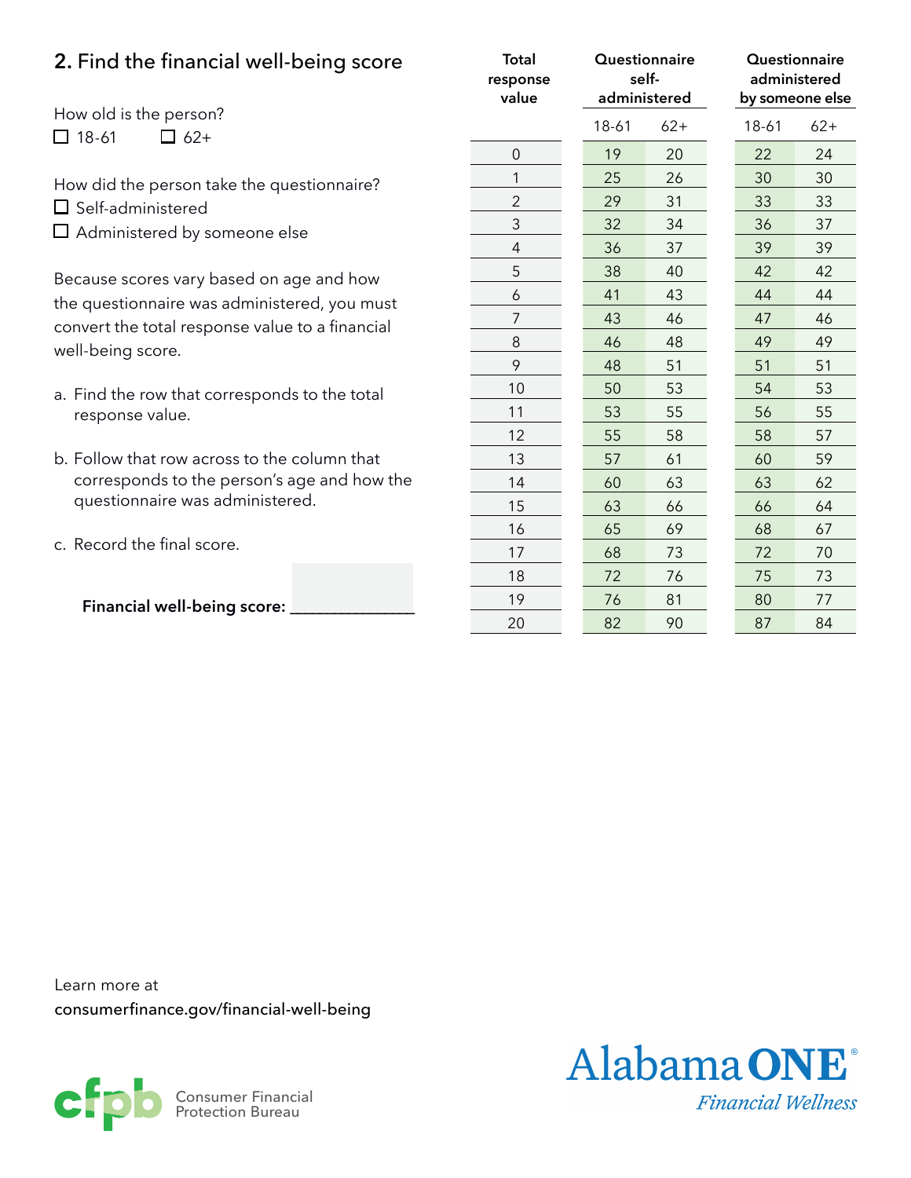## 2. Find the financial well-being score

How old is the person?

☐ 18-61 ☐ 62+

How did the person take the questionnaire?

☐ Self-administered

☐ Administered by someone else

Because scores vary based on age and how the questionnaire was administered, you must convert the total response value to a financial well-being score.

a. Find the row that corresponds to the total response value.

b. Follow that row across to the column that corresponds to the person's age and how the questionnaire was administered.

c. Record the final score.

**Financial well-being score:** _______________

| Total response value | Questionnaire self-administered | | Questionnaire administered by someone else | |
|---|---|---|---|---|
| | 18-61 | 62+ | 18-61 | 62+ |
| 0 | 19 | 20 | 22 | 24 |
| 1 | 25 | 26 | 30 | 30 |
| 2 | 29 | 31 | 33 | 33 |
| 3 | 32 | 34 | 36 | 37 |
| 4 | 36 | 37 | 39 | 39 |
| 5 | 38 | 40 | 42 | 42 |
| 6 | 41 | 43 | 44 | 44 |
| 7 | 43 | 46 | 47 | 46 |
| 8 | 46 | 48 | 49 | 49 |
| 9 | 48 | 51 | 51 | 51 |
| 10 | 50 | 53 | 54 | 53 |
| 11 | 53 | 55 | 56 | 55 |
| 12 | 55 | 58 | 58 | 57 |
| 13 | 57 | 61 | 60 | 59 |
| 14 | 60 | 63 | 63 | 62 |
| 15 | 63 | 66 | 66 | 64 |
| 16 | 65 | 69 | 68 | 67 |
| 17 | 68 | 73 | 72 | 70 |
| 18 | 72 | 76 | 75 | 73 |
| 19 | 76 | 81 | 80 | 77 |
| 20 | 82 | 90 | 87 | 84 |

Learn more at
consumerfinance.gov/financial-well-being

cfpb Consumer Financial Protection Bureau

Alabama ONE® Financial Wellness